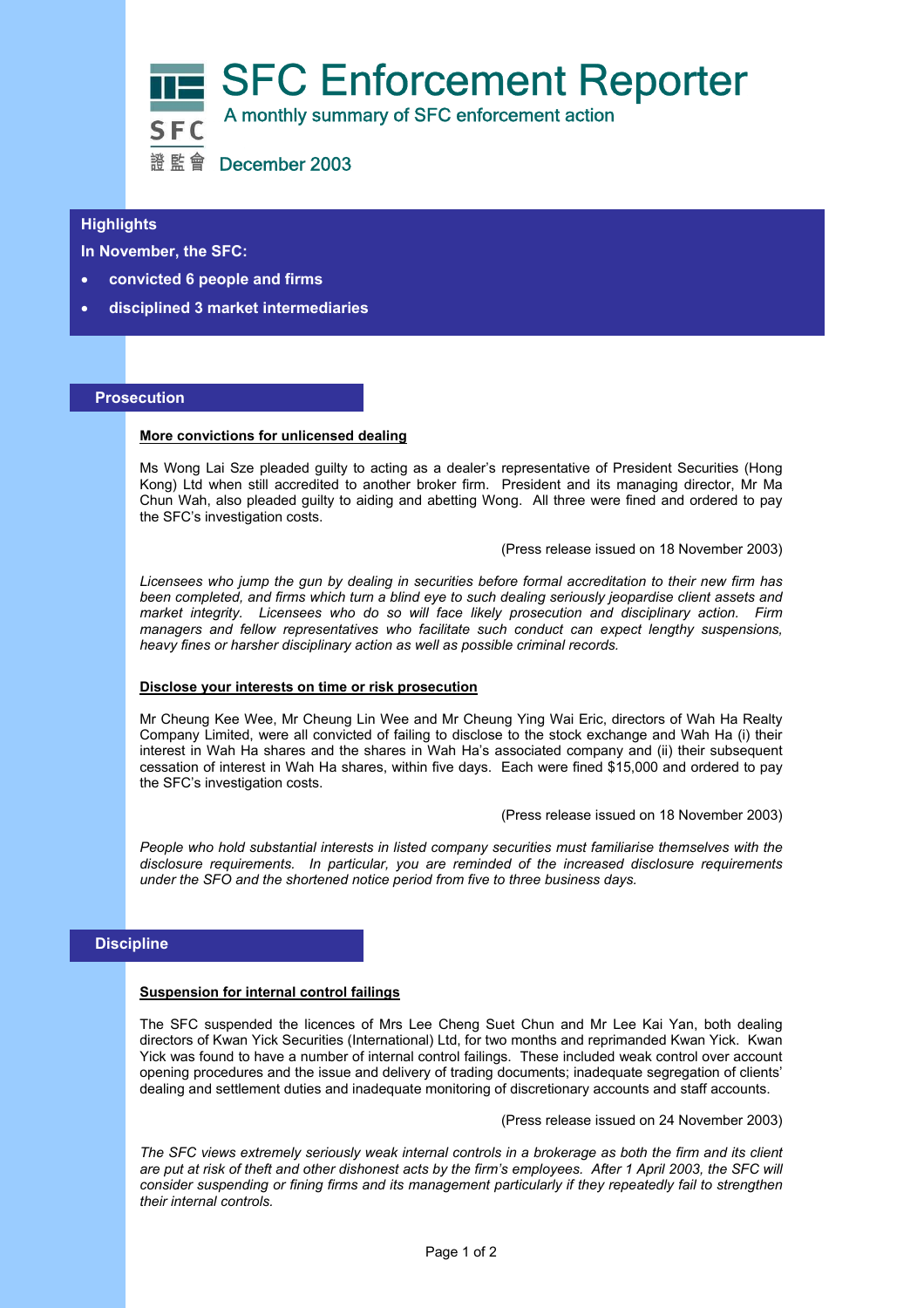# SFC Enforcement Reporter

A monthly summary of SFC enforcement action

December 2003

## Highlights

**In November, the SFC:**

- **convicted 6 people and firms**
- **disciplined 3 market intermediaries**

## Prosecution

### More convictions for unlicensed dealing

Ms Wong Lai Sze pleaded guilty to acting as a dealer's representative of President Securities (Hong Kong) Ltd when still accredited to another broker firm. President and its managing director, Mr Ma Chun Wah, also pleaded guilty to aiding and abetting Wong. All three were fined and ordered to pay the SFC's investigation costs.

(Press release issued on 18 November 2003)

*Licensees who jump the gun by dealing in securities before formal accreditation to their new firm has been completed, and firms which turn a blind eye to such dealing seriously jeopardise client assets and market integrity. Licensees who do so will face likely prosecution and disciplinary action. Firm managers and fellow representatives who facilitate such conduct can expect lengthy suspensions, heavy fines or harsher disciplinary action as well as possible criminal records.*

### Disclose your interests on time or risk prosecution

Mr Cheung Kee Wee, Mr Cheung Lin Wee and Mr Cheung Ying Wai Eric, directors of Wah Ha Realty Company Limited, were all convicted of failing to disclose to the stock exchange and Wah Ha (i) their interest in Wah Ha shares and the shares in Wah Ha's associated company and (ii) their subsequent cessation of interest in Wah Ha shares, within five days. Each were fined $15,000 and ordered to pay the SFC's investigation costs.

(Press release issued on 18 November 2003)

*People who hold substantial interests in listed company securities must familiarise themselves with the disclosure requirements. In particular, you are reminded of the increased disclosure requirements under the SFO and the shortened notice period from five to three business days.*

## Discipline

### Suspension for internal control failings

The SFC suspended the licences of Mrs Lee Cheng Suet Chun and Mr Lee Kai Yan, both dealing directors of Kwan Yick Securities (International) Ltd, for two months and reprimanded Kwan Yick. Kwan Yick was found to have a number of internal control failings. These included weak control over account opening procedures and the issue and delivery of trading documents; inadequate segregation of clients' dealing and settlement duties and inadequate monitoring of discretionary accounts and staff accounts.

(Press release issued on 24 November 2003)

*The SFC views extremely seriously weak internal controls in a brokerage as both the firm and its client are put at risk of theft and other dishonest acts by the firm's employees. After 1 April 2003, the SFC will consider suspending or fining firms and its management particularly if they repeatedly fail to strengthen their internal controls.*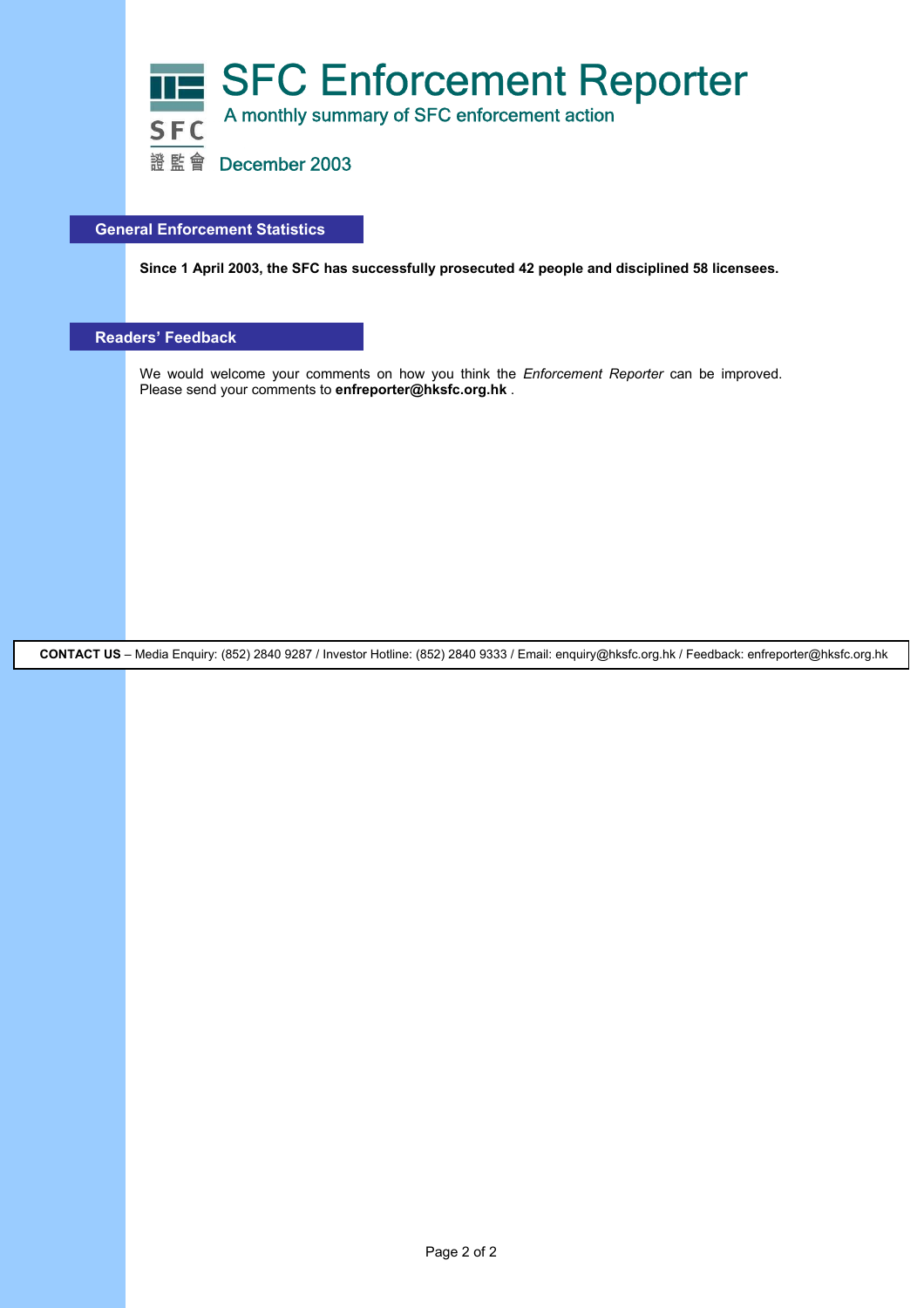# SFC Enforcement Reporter

A monthly summary of SFC enforcement action

SFC 證監會

December 2003

## General Enforcement Statistics

**Since 1 April 2003, the SFC has successfully prosecuted 42 people and disciplined 58 licensees.**

## Readers' Feedback

We would welcome your comments on how you think the *Enforcement Reporter* can be improved. Please send your comments to **enfreporter@hksfc.org.hk** .

**CONTACT US** – Media Enquiry: (852) 2840 9287 / Investor Hotline: (852) 2840 9333 / Email: enquiry@hksfc.org.hk / Feedback: enfreporter@hksfc.org.hk